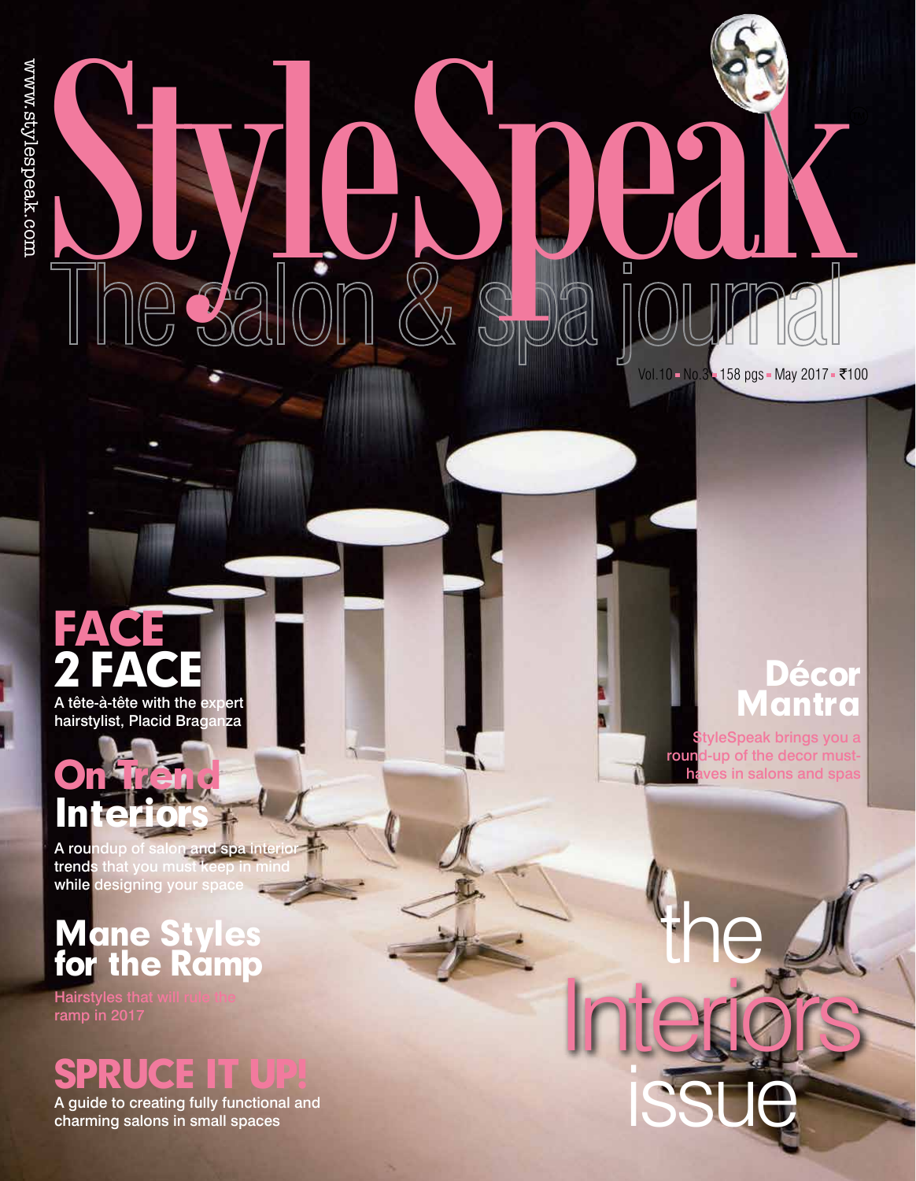www.stylespeak.com

# StyleSpeak

## The salon & spa journal

Vol.10 ▪ No.3 ▪ 158 pgs ▪ May 2017 ▪ ₹100

## FACE 2 FACE

A tête-à-tête with the expert hairstylist, Placid Braganza

## On Trend Interiors

A roundup of salon and spa interior trends that you must keep in mind while designing your space

## Mane Styles for the Ramp

Hairstyles that will rule the ramp in 2017

## SPRUCE IT UP!

A guide to creating fully functional and charming salons in small spaces

## Décor Mantra

StyleSpeak brings you a round-up of the decor must-haves in salons and spas

# the Interiors issue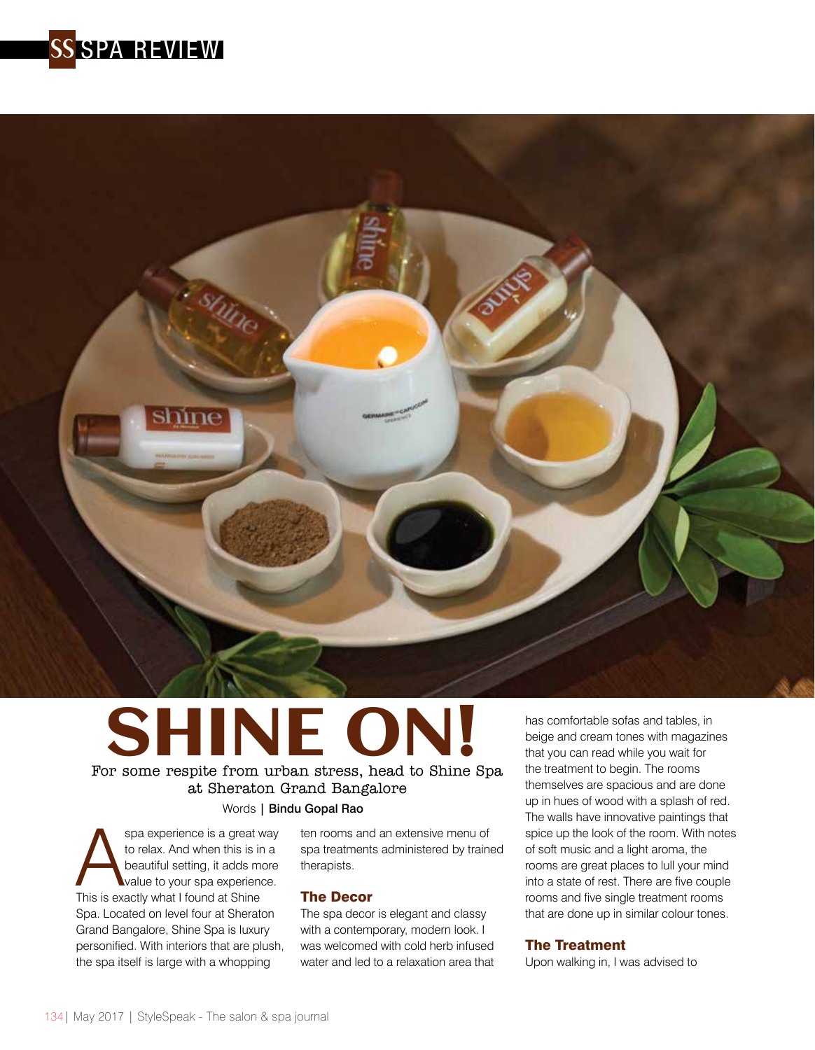# SHINE ON!

For some respite from urban stress, head to Shine Spa at Sheraton Grand Bangalore

Words | **Bindu Gopal Rao**

A spa experience is a great way to relax. And when this is in a beautiful setting, it adds more value to your spa experience. This is exactly what I found at Shine Spa. Located on level four at Sheraton Grand Bangalore, Shine Spa is luxury personified. With interiors that are plush, the spa itself is large with a whopping ten rooms and an extensive menu of spa treatments administered by trained therapists.

## The Decor

The spa decor is elegant and classy with a contemporary, modern look. I was welcomed with cold herb infused water and led to a relaxation area that has comfortable sofas and tables, in beige and cream tones with magazines that you can read while you wait for the treatment to begin. The rooms themselves are spacious and are done up in hues of wood with a splash of red. The walls have innovative paintings that spice up the look of the room. With notes of soft music and a light aroma, the rooms are great places to lull your mind into a state of rest. There are five couple rooms and five single treatment rooms that are done up in similar colour tones.

## The Treatment

Upon walking in, I was advised to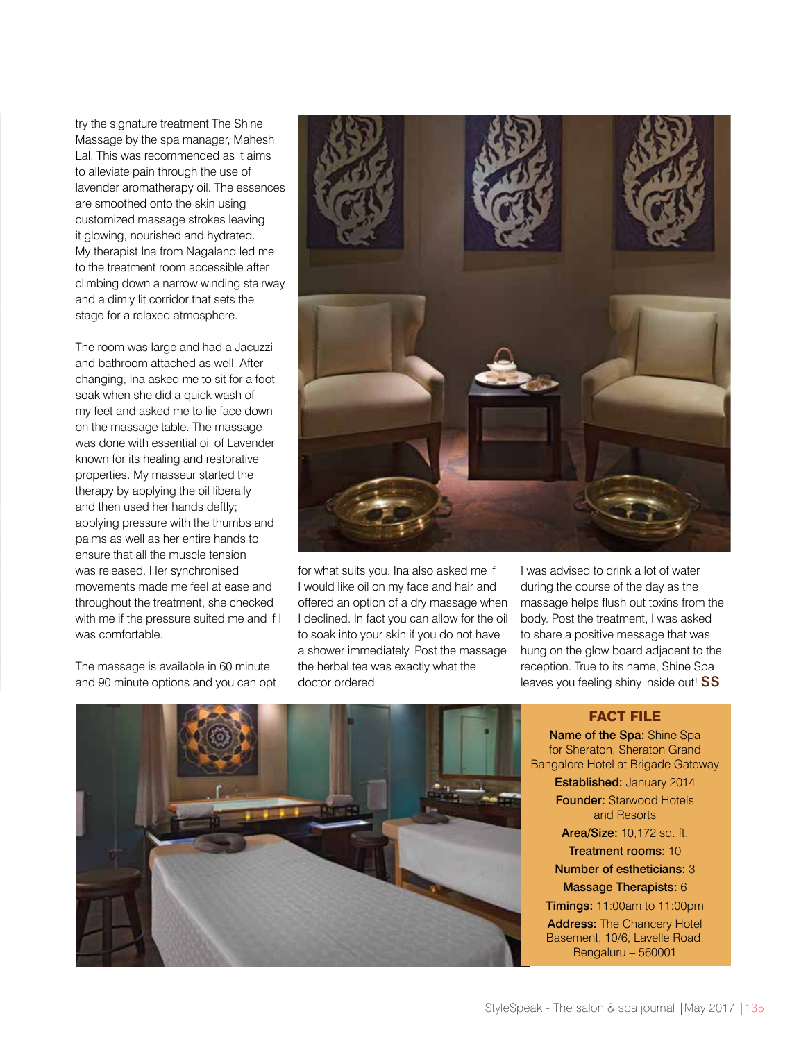try the signature treatment The Shine Massage by the spa manager, Mahesh Lal. This was recommended as it aims to alleviate pain through the use of lavender aromatherapy oil. The essences are smoothed onto the skin using customized massage strokes leaving it glowing, nourished and hydrated. My therapist Ina from Nagaland led me to the treatment room accessible after climbing down a narrow winding stairway and a dimly lit corridor that sets the stage for a relaxed atmosphere.

The room was large and had a Jacuzzi and bathroom attached as well. After changing, Ina asked me to sit for a foot soak when she did a quick wash of my feet and asked me to lie face down on the massage table. The massage was done with essential oil of Lavender known for its healing and restorative properties. My masseur started the therapy by applying the oil liberally and then used her hands deftly; applying pressure with the thumbs and palms as well as her entire hands to ensure that all the muscle tension was released. Her synchronised movements made me feel at ease and throughout the treatment, she checked with me if the pressure suited me and if I was comfortable.

The massage is available in 60 minute and 90 minute options and you can opt for what suits you. Ina also asked me if I would like oil on my face and hair and offered an option of a dry massage when I declined. In fact you can allow for the oil to soak into your skin if you do not have a shower immediately. Post the massage the herbal tea was exactly what the doctor ordered.

I was advised to drink a lot of water during the course of the day as the massage helps flush out toxins from the body. Post the treatment, I was asked to share a positive message that was hung on the glow board adjacent to the reception. True to its name, Shine Spa leaves you feeling shiny inside out! **SS**

## FACT FILE

**Name of the Spa:** Shine Spa for Sheraton, Sheraton Grand Bangalore Hotel at Brigade Gateway

**Established:** January 2014

**Founder:** Starwood Hotels and Resorts

**Area/Size:** 10,172 sq. ft.

**Treatment rooms:** 10

**Number of estheticians:** 3

**Massage Therapists:** 6

**Timings:** 11:00am to 11:00pm

**Address:** The Chancery Hotel Basement, 10/6, Lavelle Road, Bengaluru – 560001